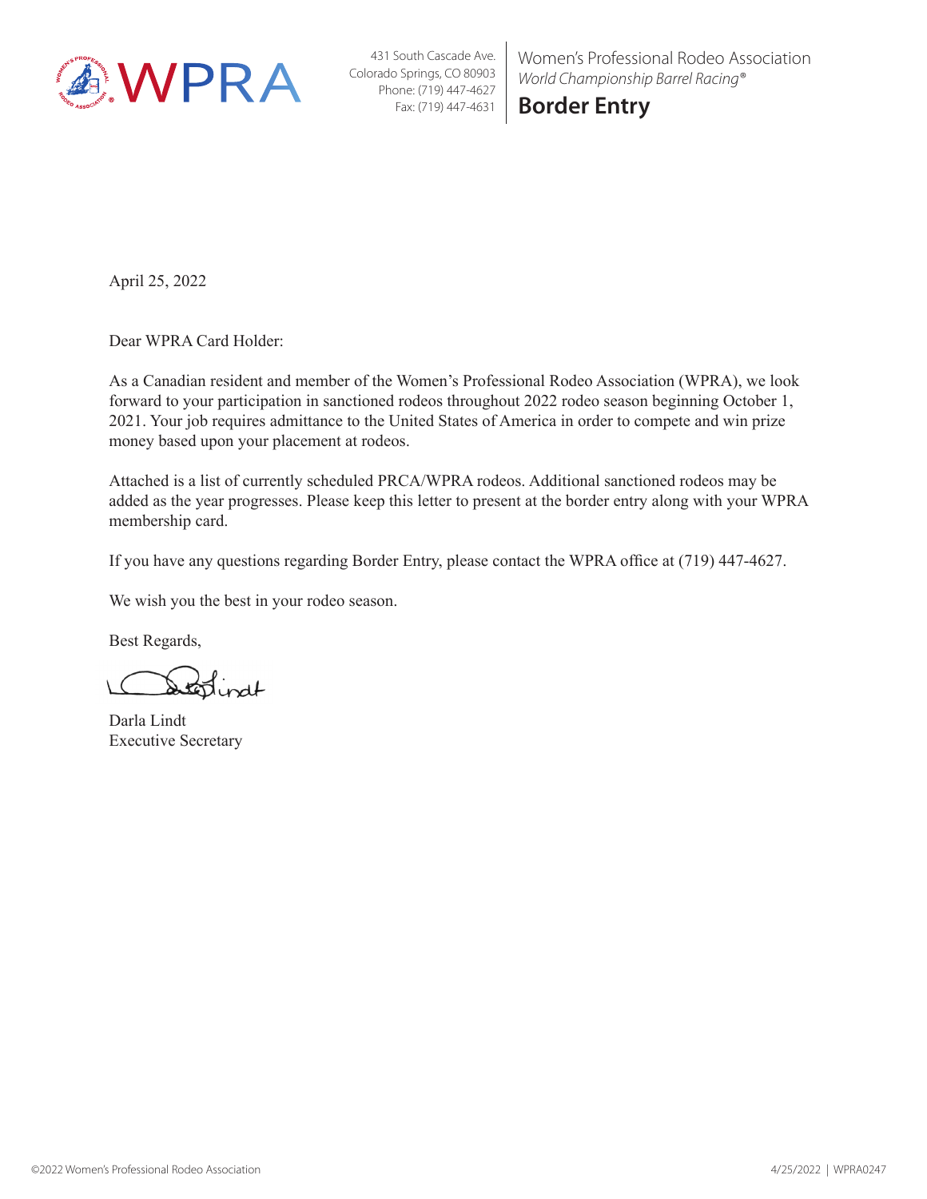431 South Cascade Ave.
Colorado Springs, CO 80903
Phone: (719) 447-4627
Fax: (719) 447-4631

Women's Professional Rodeo Association
*World Championship Barrel Racing®*

# Border Entry

April 25, 2022

Dear WPRA Card Holder:

As a Canadian resident and member of the Women's Professional Rodeo Association (WPRA), we look forward to your participation in sanctioned rodeos throughout 2022 rodeo season beginning October 1, 2021. Your job requires admittance to the United States of America in order to compete and win prize money based upon your placement at rodeos.

Attached is a list of currently scheduled PRCA/WPRA rodeos. Additional sanctioned rodeos may be added as the year progresses. Please keep this letter to present at the border entry along with your WPRA membership card.

If you have any questions regarding Border Entry, please contact the WPRA office at (719) 447-4627.

We wish you the best in your rodeo season.

Best Regards,

Darla Lindt
Executive Secretary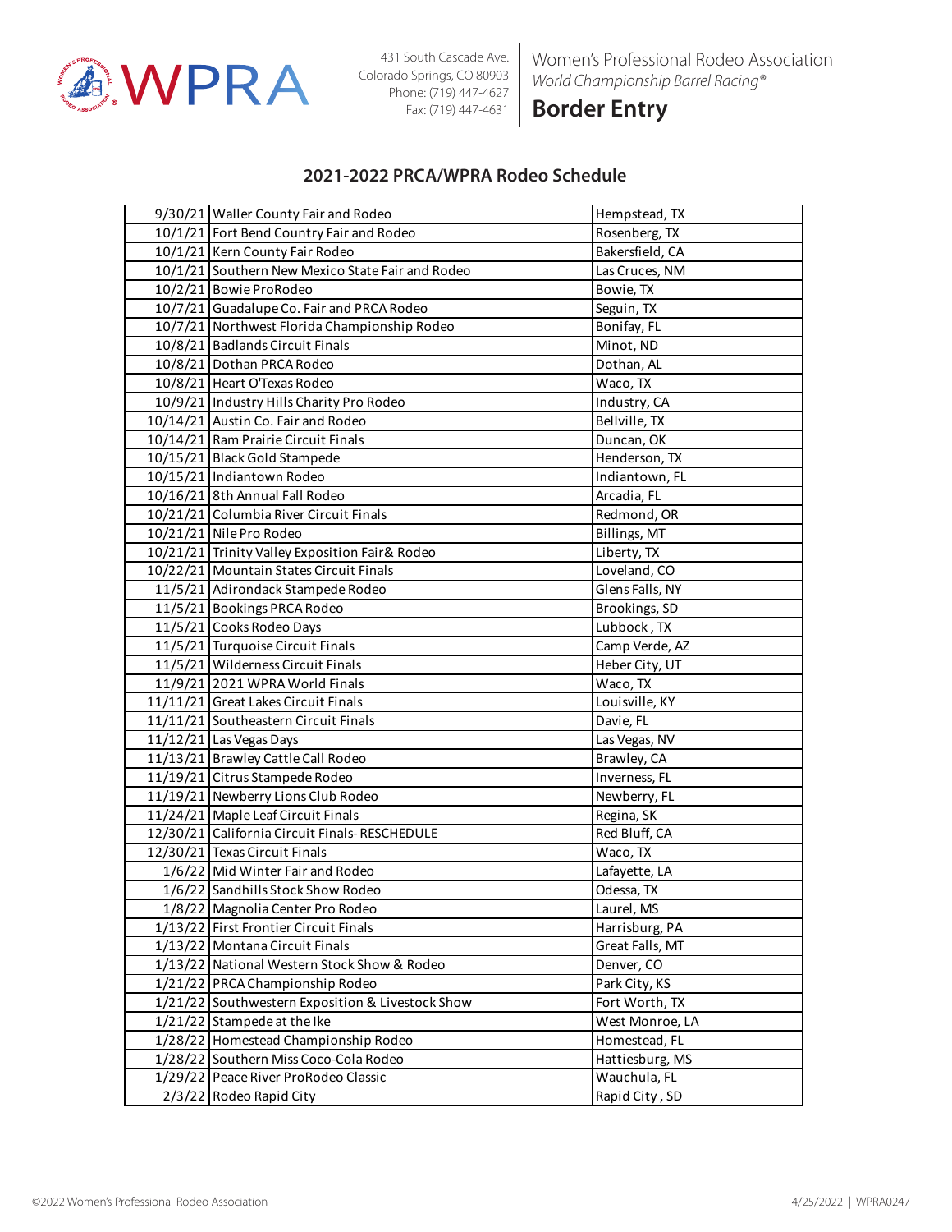# WPRA

431 South Cascade Ave.
Colorado Springs, CO 80903
Phone: (719) 447-4627
Fax: (719) 447-4631

Women's Professional Rodeo Association
*World Championship Barrel Racing®*

**Border Entry**

## 2021-2022 PRCA/WPRA Rodeo Schedule

| | | |
|---|---|---|
| 9/30/21 | Waller County Fair and Rodeo | Hempstead, TX |
| 10/1/21 | Fort Bend Country Fair and Rodeo | Rosenberg, TX |
| 10/1/21 | Kern County Fair Rodeo | Bakersfield, CA |
| 10/1/21 | Southern New Mexico State Fair and Rodeo | Las Cruces, NM |
| 10/2/21 | Bowie ProRodeo | Bowie, TX |
| 10/7/21 | Guadalupe Co. Fair and PRCA Rodeo | Seguin, TX |
| 10/7/21 | Northwest Florida Championship Rodeo | Bonifay, FL |
| 10/8/21 | Badlands Circuit Finals | Minot, ND |
| 10/8/21 | Dothan PRCA Rodeo | Dothan, AL |
| 10/8/21 | Heart O'Texas Rodeo | Waco, TX |
| 10/9/21 | Industry Hills Charity Pro Rodeo | Industry, CA |
| 10/14/21 | Austin Co. Fair and Rodeo | Bellville, TX |
| 10/14/21 | Ram Prairie Circuit Finals | Duncan, OK |
| 10/15/21 | Black Gold Stampede | Henderson, TX |
| 10/15/21 | Indiantown Rodeo | Indiantown, FL |
| 10/16/21 | 8th Annual Fall Rodeo | Arcadia, FL |
| 10/21/21 | Columbia River Circuit Finals | Redmond, OR |
| 10/21/21 | Nile Pro Rodeo | Billings, MT |
| 10/21/21 | Trinity Valley Exposition Fair& Rodeo | Liberty, TX |
| 10/22/21 | Mountain States Circuit Finals | Loveland, CO |
| 11/5/21 | Adirondack Stampede Rodeo | Glens Falls, NY |
| 11/5/21 | Bookings PRCA Rodeo | Brookings, SD |
| 11/5/21 | Cooks Rodeo Days | Lubbock , TX |
| 11/5/21 | Turquoise Circuit Finals | Camp Verde, AZ |
| 11/5/21 | Wilderness Circuit Finals | Heber City, UT |
| 11/9/21 | 2021 WPRA World Finals | Waco, TX |
| 11/11/21 | Great Lakes Circuit Finals | Louisville, KY |
| 11/11/21 | Southeastern Circuit Finals | Davie, FL |
| 11/12/21 | Las Vegas Days | Las Vegas, NV |
| 11/13/21 | Brawley Cattle Call Rodeo | Brawley, CA |
| 11/19/21 | Citrus Stampede Rodeo | Inverness, FL |
| 11/19/21 | Newberry Lions Club Rodeo | Newberry, FL |
| 11/24/21 | Maple Leaf Circuit Finals | Regina, SK |
| 12/30/21 | California Circuit Finals- RESCHEDULE | Red Bluff, CA |
| 12/30/21 | Texas Circuit Finals | Waco, TX |
| 1/6/22 | Mid Winter Fair and Rodeo | Lafayette, LA |
| 1/6/22 | Sandhills Stock Show Rodeo | Odessa, TX |
| 1/8/22 | Magnolia Center Pro Rodeo | Laurel, MS |
| 1/13/22 | First Frontier Circuit Finals | Harrisburg, PA |
| 1/13/22 | Montana Circuit Finals | Great Falls, MT |
| 1/13/22 | National Western Stock Show & Rodeo | Denver, CO |
| 1/21/22 | PRCA Championship Rodeo | Park City, KS |
| 1/21/22 | Southwestern Exposition & Livestock Show | Fort Worth, TX |
| 1/21/22 | Stampede at the Ike | West Monroe, LA |
| 1/28/22 | Homestead Championship Rodeo | Homestead, FL |
| 1/28/22 | Southern Miss Coco-Cola Rodeo | Hattiesburg, MS |
| 1/29/22 | Peace River ProRodeo Classic | Wauchula, FL |
| 2/3/22 | Rodeo Rapid City | Rapid City , SD |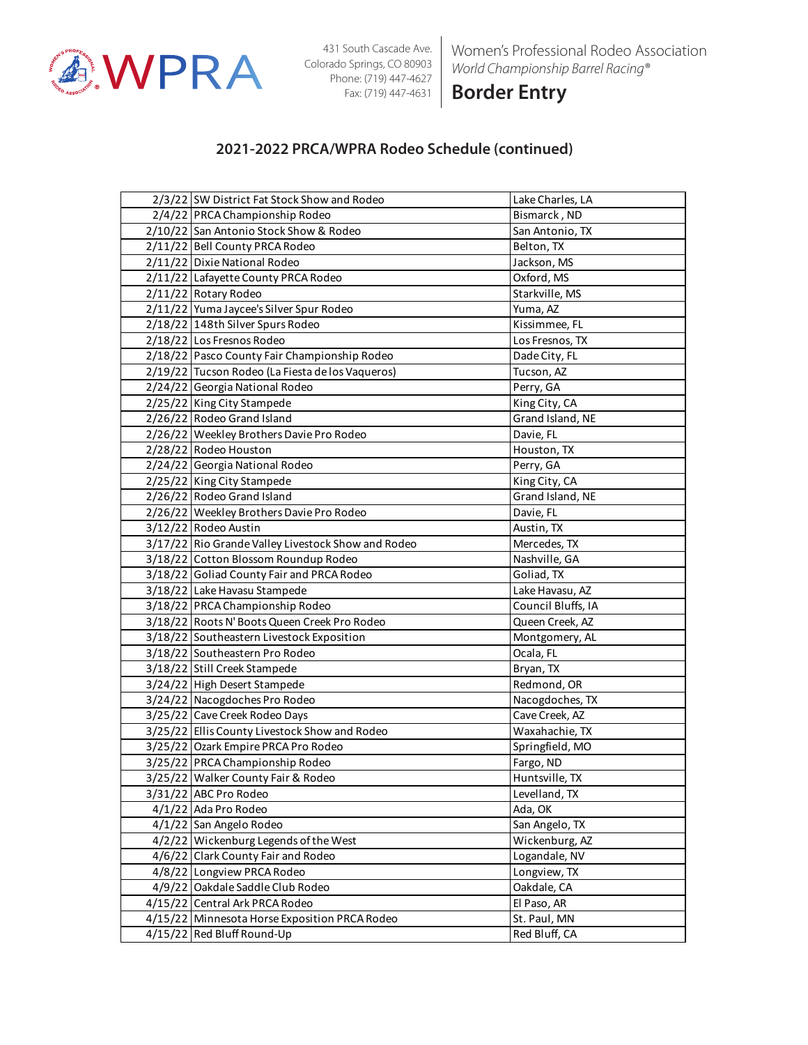Women's Professional Rodeo Association
*World Championship Barrel Racing®*

431 South Cascade Ave.
Colorado Springs, CO 80903
Phone: (719) 447-4627
Fax: (719) 447-4631

# Border Entry

## 2021-2022 PRCA/WPRA Rodeo Schedule (continued)

| | | |
|---|---|---|
| 2/3/22 | SW District Fat Stock Show and Rodeo | Lake Charles, LA |
| 2/4/22 | PRCA Championship Rodeo | Bismarck , ND |
| 2/10/22 | San Antonio Stock Show & Rodeo | San Antonio, TX |
| 2/11/22 | Bell County PRCA Rodeo | Belton, TX |
| 2/11/22 | Dixie National Rodeo | Jackson, MS |
| 2/11/22 | Lafayette County PRCA Rodeo | Oxford, MS |
| 2/11/22 | Rotary Rodeo | Starkville, MS |
| 2/11/22 | Yuma Jaycee's Silver Spur Rodeo | Yuma, AZ |
| 2/18/22 | 148th Silver Spurs Rodeo | Kissimmee, FL |
| 2/18/22 | Los Fresnos Rodeo | Los Fresnos, TX |
| 2/18/22 | Pasco County Fair Championship Rodeo | Dade City, FL |
| 2/19/22 | Tucson Rodeo (La Fiesta de los Vaqueros) | Tucson, AZ |
| 2/24/22 | Georgia National Rodeo | Perry, GA |
| 2/25/22 | King City Stampede | King City, CA |
| 2/26/22 | Rodeo Grand Island | Grand Island, NE |
| 2/26/22 | Weekley Brothers Davie Pro Rodeo | Davie, FL |
| 2/28/22 | Rodeo Houston | Houston, TX |
| 2/24/22 | Georgia National Rodeo | Perry, GA |
| 2/25/22 | King City Stampede | King City, CA |
| 2/26/22 | Rodeo Grand Island | Grand Island, NE |
| 2/26/22 | Weekley Brothers Davie Pro Rodeo | Davie, FL |
| 3/12/22 | Rodeo Austin | Austin, TX |
| 3/17/22 | Rio Grande Valley Livestock Show and Rodeo | Mercedes, TX |
| 3/18/22 | Cotton Blossom Roundup Rodeo | Nashville, GA |
| 3/18/22 | Goliad County Fair and PRCA Rodeo | Goliad, TX |
| 3/18/22 | Lake Havasu Stampede | Lake Havasu, AZ |
| 3/18/22 | PRCA Championship Rodeo | Council Bluffs, IA |
| 3/18/22 | Roots N' Boots Queen Creek Pro Rodeo | Queen Creek, AZ |
| 3/18/22 | Southeastern Livestock Exposition | Montgomery, AL |
| 3/18/22 | Southeastern Pro Rodeo | Ocala, FL |
| 3/18/22 | Still Creek Stampede | Bryan, TX |
| 3/24/22 | High Desert Stampede | Redmond, OR |
| 3/24/22 | Nacogdoches Pro Rodeo | Nacogdoches, TX |
| 3/25/22 | Cave Creek Rodeo Days | Cave Creek, AZ |
| 3/25/22 | Ellis County Livestock Show and Rodeo | Waxahachie, TX |
| 3/25/22 | Ozark Empire PRCA Pro Rodeo | Springfield, MO |
| 3/25/22 | PRCA Championship Rodeo | Fargo, ND |
| 3/25/22 | Walker County Fair & Rodeo | Huntsville, TX |
| 3/31/22 | ABC Pro Rodeo | Levelland, TX |
| 4/1/22 | Ada Pro Rodeo | Ada, OK |
| 4/1/22 | San Angelo Rodeo | San Angelo, TX |
| 4/2/22 | Wickenburg Legends of the West | Wickenburg, AZ |
| 4/6/22 | Clark County Fair and Rodeo | Logandale, NV |
| 4/8/22 | Longview PRCA Rodeo | Longview, TX |
| 4/9/22 | Oakdale Saddle Club Rodeo | Oakdale, CA |
| 4/15/22 | Central Ark PRCA Rodeo | El Paso, AR |
| 4/15/22 | Minnesota Horse Exposition PRCA Rodeo | St. Paul, MN |
| 4/15/22 | Red Bluff Round-Up | Red Bluff, CA |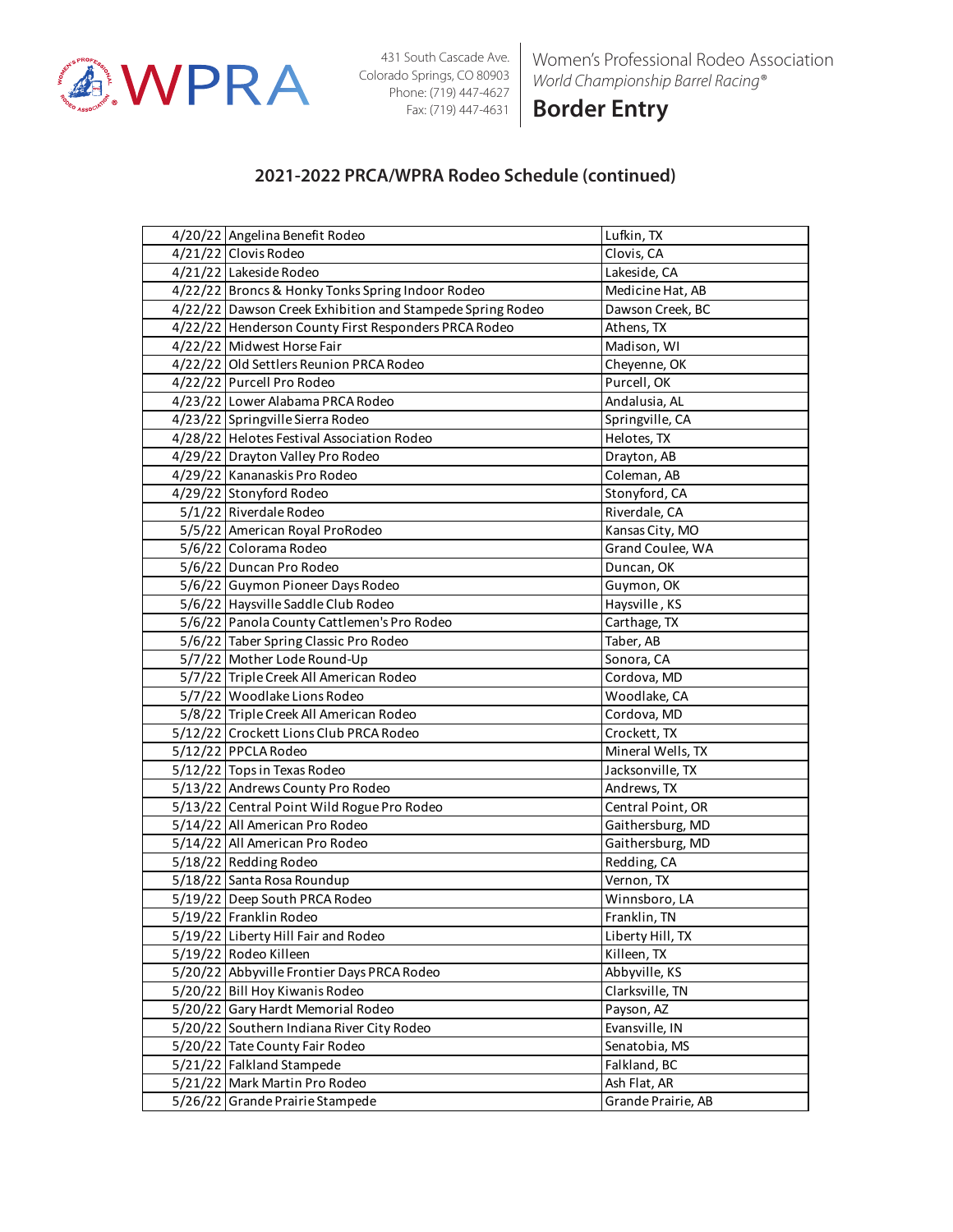# WPRA

431 South Cascade Ave.
Colorado Springs, CO 80903
Phone: (719) 447-4627
Fax: (719) 447-4631

Women's Professional Rodeo Association
*World Championship Barrel Racing®*

**Border Entry**

## 2021-2022 PRCA/WPRA Rodeo Schedule (continued)

| | | |
|---|---|---|
| 4/20/22 | Angelina Benefit Rodeo | Lufkin, TX |
| 4/21/22 | Clovis Rodeo | Clovis, CA |
| 4/21/22 | Lakeside Rodeo | Lakeside, CA |
| 4/22/22 | Broncs & Honky Tonks Spring Indoor Rodeo | Medicine Hat, AB |
| 4/22/22 | Dawson Creek Exhibition and Stampede Spring Rodeo | Dawson Creek, BC |
| 4/22/22 | Henderson County First Responders PRCA Rodeo | Athens, TX |
| 4/22/22 | Midwest Horse Fair | Madison, WI |
| 4/22/22 | Old Settlers Reunion PRCA Rodeo | Cheyenne, OK |
| 4/22/22 | Purcell Pro Rodeo | Purcell, OK |
| 4/23/22 | Lower Alabama PRCA Rodeo | Andalusia, AL |
| 4/23/22 | Springville Sierra Rodeo | Springville, CA |
| 4/28/22 | Helotes Festival Association Rodeo | Helotes, TX |
| 4/29/22 | Drayton Valley Pro Rodeo | Drayton, AB |
| 4/29/22 | Kananaskis Pro Rodeo | Coleman, AB |
| 4/29/22 | Stonyford Rodeo | Stonyford, CA |
| 5/1/22 | Riverdale Rodeo | Riverdale, CA |
| 5/5/22 | American Royal ProRodeo | Kansas City, MO |
| 5/6/22 | Colorama Rodeo | Grand Coulee, WA |
| 5/6/22 | Duncan Pro Rodeo | Duncan, OK |
| 5/6/22 | Guymon Pioneer Days Rodeo | Guymon, OK |
| 5/6/22 | Haysville Saddle Club Rodeo | Haysville, KS |
| 5/6/22 | Panola County Cattlemen's Pro Rodeo | Carthage, TX |
| 5/6/22 | Taber Spring Classic Pro Rodeo | Taber, AB |
| 5/7/22 | Mother Lode Round-Up | Sonora, CA |
| 5/7/22 | Triple Creek All American Rodeo | Cordova, MD |
| 5/7/22 | Woodlake Lions Rodeo | Woodlake, CA |
| 5/8/22 | Triple Creek All American Rodeo | Cordova, MD |
| 5/12/22 | Crockett Lions Club PRCA Rodeo | Crockett, TX |
| 5/12/22 | PPCLA Rodeo | Mineral Wells, TX |
| 5/12/22 | Tops in Texas Rodeo | Jacksonville, TX |
| 5/13/22 | Andrews County Pro Rodeo | Andrews, TX |
| 5/13/22 | Central Point Wild Rogue Pro Rodeo | Central Point, OR |
| 5/14/22 | All American Pro Rodeo | Gaithersburg, MD |
| 5/14/22 | All American Pro Rodeo | Gaithersburg, MD |
| 5/18/22 | Redding Rodeo | Redding, CA |
| 5/18/22 | Santa Rosa Roundup | Vernon, TX |
| 5/19/22 | Deep South PRCA Rodeo | Winnsboro, LA |
| 5/19/22 | Franklin Rodeo | Franklin, TN |
| 5/19/22 | Liberty Hill Fair and Rodeo | Liberty Hill, TX |
| 5/19/22 | Rodeo Killeen | Killeen, TX |
| 5/20/22 | Abbyville Frontier Days PRCA Rodeo | Abbyville, KS |
| 5/20/22 | Bill Hoy Kiwanis Rodeo | Clarksville, TN |
| 5/20/22 | Gary Hardt Memorial Rodeo | Payson, AZ |
| 5/20/22 | Southern Indiana River City Rodeo | Evansville, IN |
| 5/20/22 | Tate County Fair Rodeo | Senatobia, MS |
| 5/21/22 | Falkland Stampede | Falkland, BC |
| 5/21/22 | Mark Martin Pro Rodeo | Ash Flat, AR |
| 5/26/22 | Grande Prairie Stampede | Grande Prairie, AB |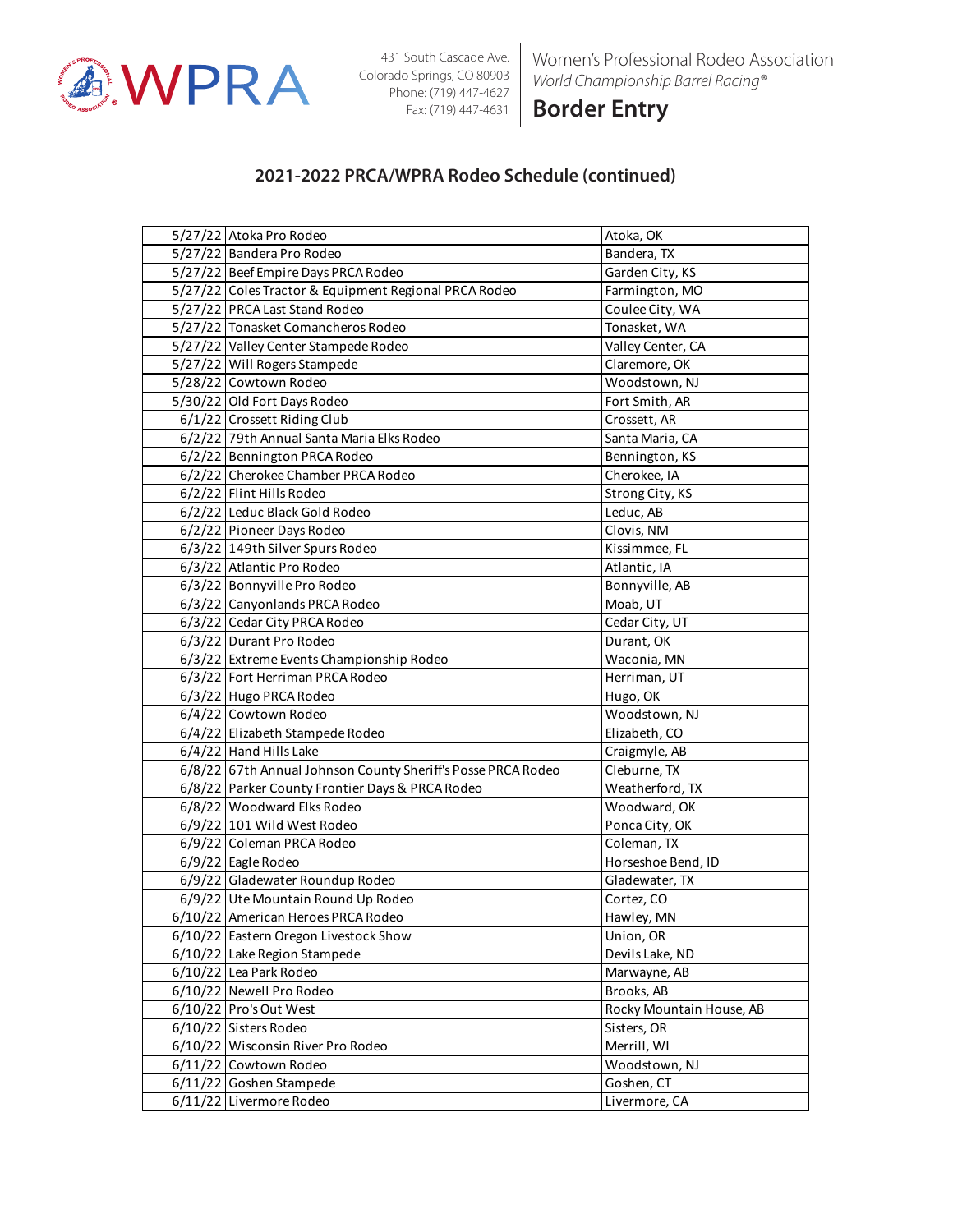Women's Professional Rodeo Association
*World Championship Barrel Racing®*

431 South Cascade Ave.
Colorado Springs, CO 80903
Phone: (719) 447-4627
Fax: (719) 447-4631

# Border Entry

## 2021-2022 PRCA/WPRA Rodeo Schedule (continued)

| | | |
|---|---|---|
| 5/27/22 | Atoka Pro Rodeo | Atoka, OK |
| 5/27/22 | Bandera Pro Rodeo | Bandera, TX |
| 5/27/22 | Beef Empire Days PRCA Rodeo | Garden City, KS |
| 5/27/22 | Coles Tractor & Equipment Regional PRCA Rodeo | Farmington, MO |
| 5/27/22 | PRCA Last Stand Rodeo | Coulee City, WA |
| 5/27/22 | Tonasket Comancheros Rodeo | Tonasket, WA |
| 5/27/22 | Valley Center Stampede Rodeo | Valley Center, CA |
| 5/27/22 | Will Rogers Stampede | Claremore, OK |
| 5/28/22 | Cowtown Rodeo | Woodstown, NJ |
| 5/30/22 | Old Fort Days Rodeo | Fort Smith, AR |
| 6/1/22 | Crossett Riding Club | Crossett, AR |
| 6/2/22 | 79th Annual Santa Maria Elks Rodeo | Santa Maria, CA |
| 6/2/22 | Bennington PRCA Rodeo | Bennington, KS |
| 6/2/22 | Cherokee Chamber PRCA Rodeo | Cherokee, IA |
| 6/2/22 | Flint Hills Rodeo | Strong City, KS |
| 6/2/22 | Leduc Black Gold Rodeo | Leduc, AB |
| 6/2/22 | Pioneer Days Rodeo | Clovis, NM |
| 6/3/22 | 149th Silver Spurs Rodeo | Kissimmee, FL |
| 6/3/22 | Atlantic Pro Rodeo | Atlantic, IA |
| 6/3/22 | Bonnyville Pro Rodeo | Bonnyville, AB |
| 6/3/22 | Canyonlands PRCA Rodeo | Moab, UT |
| 6/3/22 | Cedar City PRCA Rodeo | Cedar City, UT |
| 6/3/22 | Durant Pro Rodeo | Durant, OK |
| 6/3/22 | Extreme Events Championship Rodeo | Waconia, MN |
| 6/3/22 | Fort Herriman PRCA Rodeo | Herriman, UT |
| 6/3/22 | Hugo PRCA Rodeo | Hugo, OK |
| 6/4/22 | Cowtown Rodeo | Woodstown, NJ |
| 6/4/22 | Elizabeth Stampede Rodeo | Elizabeth, CO |
| 6/4/22 | Hand Hills Lake | Craigmyle, AB |
| 6/8/22 | 67th Annual Johnson County Sheriff's Posse PRCA Rodeo | Cleburne, TX |
| 6/8/22 | Parker County Frontier Days & PRCA Rodeo | Weatherford, TX |
| 6/8/22 | Woodward Elks Rodeo | Woodward, OK |
| 6/9/22 | 101 Wild West Rodeo | Ponca City, OK |
| 6/9/22 | Coleman PRCA Rodeo | Coleman, TX |
| 6/9/22 | Eagle Rodeo | Horseshoe Bend, ID |
| 6/9/22 | Gladewater Roundup Rodeo | Gladewater, TX |
| 6/9/22 | Ute Mountain Round Up Rodeo | Cortez, CO |
| 6/10/22 | American Heroes PRCA Rodeo | Hawley, MN |
| 6/10/22 | Eastern Oregon Livestock Show | Union, OR |
| 6/10/22 | Lake Region Stampede | Devils Lake, ND |
| 6/10/22 | Lea Park Rodeo | Marwayne, AB |
| 6/10/22 | Newell Pro Rodeo | Brooks, AB |
| 6/10/22 | Pro's Out West | Rocky Mountain House, AB |
| 6/10/22 | Sisters Rodeo | Sisters, OR |
| 6/10/22 | Wisconsin River Pro Rodeo | Merrill, WI |
| 6/11/22 | Cowtown Rodeo | Woodstown, NJ |
| 6/11/22 | Goshen Stampede | Goshen, CT |
| 6/11/22 | Livermore Rodeo | Livermore, CA |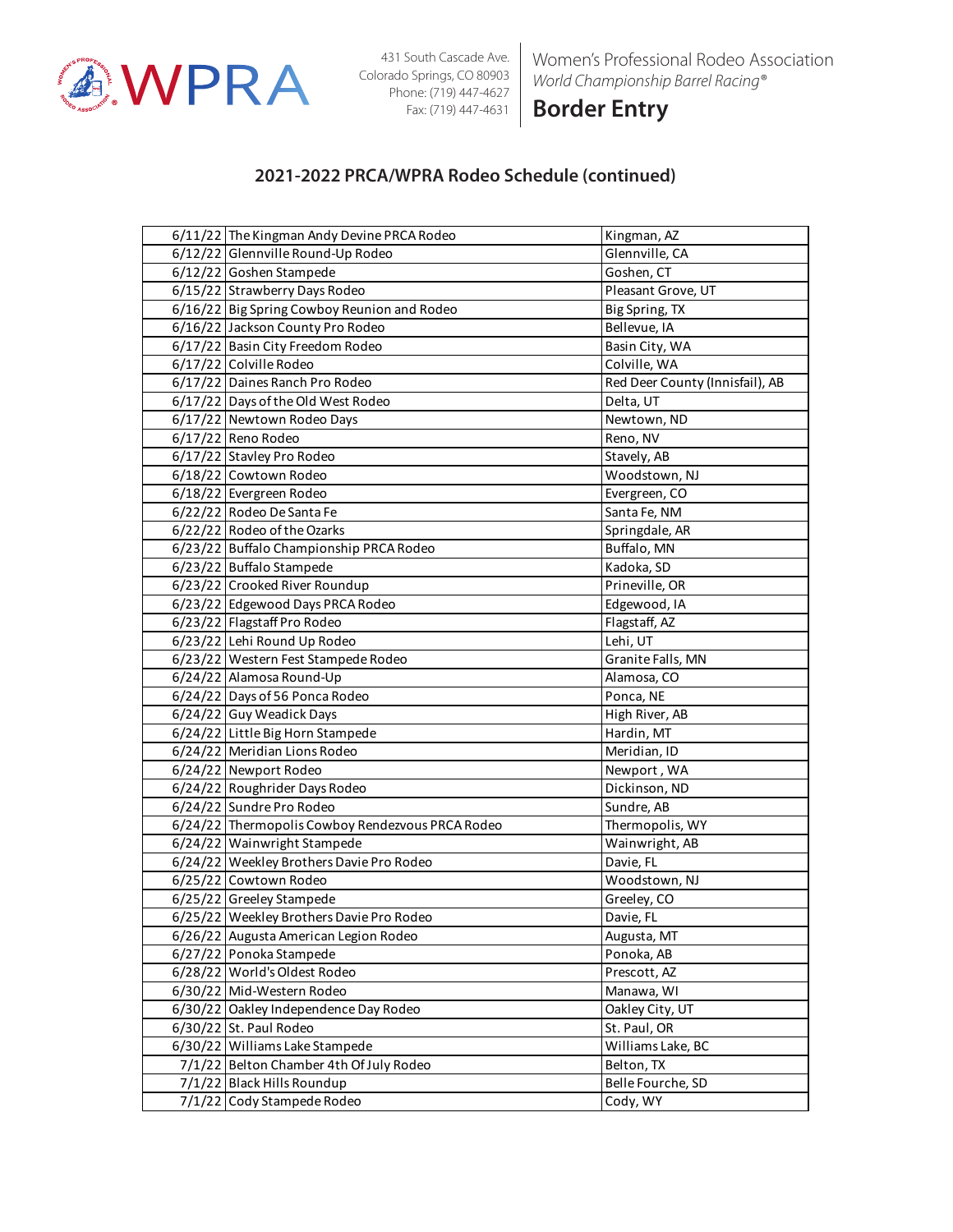WPRA

431 South Cascade Ave.
Colorado Springs, CO 80903
Phone: (719) 447-4627
Fax: (719) 447-4631

Women's Professional Rodeo Association
*World Championship Barrel Racing®*

# Border Entry

## 2021-2022 PRCA/WPRA Rodeo Schedule (continued)

| | | |
|---|---|---|
| 6/11/22 | The Kingman Andy Devine PRCA Rodeo | Kingman, AZ |
| 6/12/22 | Glennville Round-Up Rodeo | Glennville, CA |
| 6/12/22 | Goshen Stampede | Goshen, CT |
| 6/15/22 | Strawberry Days Rodeo | Pleasant Grove, UT |
| 6/16/22 | Big Spring Cowboy Reunion and Rodeo | Big Spring, TX |
| 6/16/22 | Jackson County Pro Rodeo | Bellevue, IA |
| 6/17/22 | Basin City Freedom Rodeo | Basin City, WA |
| 6/17/22 | Colville Rodeo | Colville, WA |
| 6/17/22 | Daines Ranch Pro Rodeo | Red Deer County (Innisfail), AB |
| 6/17/22 | Days of the Old West Rodeo | Delta, UT |
| 6/17/22 | Newtown Rodeo Days | Newtown, ND |
| 6/17/22 | Reno Rodeo | Reno, NV |
| 6/17/22 | Stavley Pro Rodeo | Stavely, AB |
| 6/18/22 | Cowtown Rodeo | Woodstown, NJ |
| 6/18/22 | Evergreen Rodeo | Evergreen, CO |
| 6/22/22 | Rodeo De Santa Fe | Santa Fe, NM |
| 6/22/22 | Rodeo of the Ozarks | Springdale, AR |
| 6/23/22 | Buffalo Championship PRCA Rodeo | Buffalo, MN |
| 6/23/22 | Buffalo Stampede | Kadoka, SD |
| 6/23/22 | Crooked River Roundup | Prineville, OR |
| 6/23/22 | Edgewood Days PRCA Rodeo | Edgewood, IA |
| 6/23/22 | Flagstaff Pro Rodeo | Flagstaff, AZ |
| 6/23/22 | Lehi Round Up Rodeo | Lehi, UT |
| 6/23/22 | Western Fest Stampede Rodeo | Granite Falls, MN |
| 6/24/22 | Alamosa Round-Up | Alamosa, CO |
| 6/24/22 | Days of 56 Ponca Rodeo | Ponca, NE |
| 6/24/22 | Guy Weadick Days | High River, AB |
| 6/24/22 | Little Big Horn Stampede | Hardin, MT |
| 6/24/22 | Meridian Lions Rodeo | Meridian, ID |
| 6/24/22 | Newport Rodeo | Newport , WA |
| 6/24/22 | Roughrider Days Rodeo | Dickinson, ND |
| 6/24/22 | Sundre Pro Rodeo | Sundre, AB |
| 6/24/22 | Thermopolis Cowboy Rendezvous PRCA Rodeo | Thermopolis, WY |
| 6/24/22 | Wainwright Stampede | Wainwright, AB |
| 6/24/22 | Weekley Brothers Davie Pro Rodeo | Davie, FL |
| 6/25/22 | Cowtown Rodeo | Woodstown, NJ |
| 6/25/22 | Greeley Stampede | Greeley, CO |
| 6/25/22 | Weekley Brothers Davie Pro Rodeo | Davie, FL |
| 6/26/22 | Augusta American Legion Rodeo | Augusta, MT |
| 6/27/22 | Ponoka Stampede | Ponoka, AB |
| 6/28/22 | World's Oldest Rodeo | Prescott, AZ |
| 6/30/22 | Mid-Western Rodeo | Manawa, WI |
| 6/30/22 | Oakley Independence Day Rodeo | Oakley City, UT |
| 6/30/22 | St. Paul Rodeo | St. Paul, OR |
| 6/30/22 | Williams Lake Stampede | Williams Lake, BC |
| 7/1/22 | Belton Chamber 4th Of July Rodeo | Belton, TX |
| 7/1/22 | Black Hills Roundup | Belle Fourche, SD |
| 7/1/22 | Cody Stampede Rodeo | Cody, WY |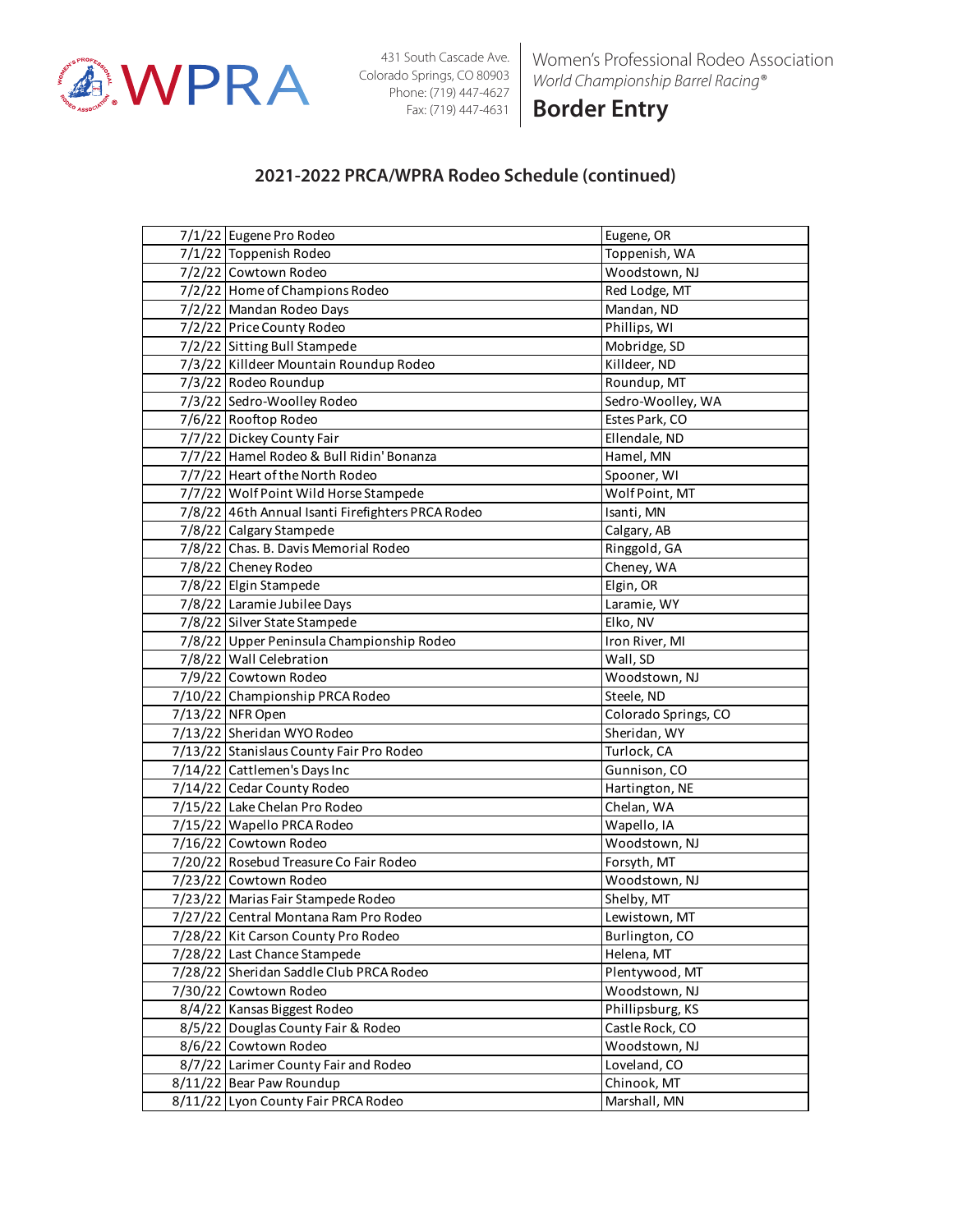431 South Cascade Ave.
Colorado Springs, CO 80903
Phone: (719) 447-4627
Fax: (719) 447-4631

Women's Professional Rodeo Association
*World Championship Barrel Racing®*

# Border Entry

## 2021-2022 PRCA/WPRA Rodeo Schedule (continued)

| Date | Rodeo | Location |
|---|---|---|
| 7/1/22 | Eugene Pro Rodeo | Eugene, OR |
| 7/1/22 | Toppenish Rodeo | Toppenish, WA |
| 7/2/22 | Cowtown Rodeo | Woodstown, NJ |
| 7/2/22 | Home of Champions Rodeo | Red Lodge, MT |
| 7/2/22 | Mandan Rodeo Days | Mandan, ND |
| 7/2/22 | Price County Rodeo | Phillips, WI |
| 7/2/22 | Sitting Bull Stampede | Mobridge, SD |
| 7/3/22 | Killdeer Mountain Roundup Rodeo | Killdeer, ND |
| 7/3/22 | Rodeo Roundup | Roundup, MT |
| 7/3/22 | Sedro-Woolley Rodeo | Sedro-Woolley, WA |
| 7/6/22 | Rooftop Rodeo | Estes Park, CO |
| 7/7/22 | Dickey County Fair | Ellendale, ND |
| 7/7/22 | Hamel Rodeo & Bull Ridin' Bonanza | Hamel, MN |
| 7/7/22 | Heart of the North Rodeo | Spooner, WI |
| 7/7/22 | Wolf Point Wild Horse Stampede | Wolf Point, MT |
| 7/8/22 | 46th Annual Isanti Firefighters PRCA Rodeo | Isanti, MN |
| 7/8/22 | Calgary Stampede | Calgary, AB |
| 7/8/22 | Chas. B. Davis Memorial Rodeo | Ringgold, GA |
| 7/8/22 | Cheney Rodeo | Cheney, WA |
| 7/8/22 | Elgin Stampede | Elgin, OR |
| 7/8/22 | Laramie Jubilee Days | Laramie, WY |
| 7/8/22 | Silver State Stampede | Elko, NV |
| 7/8/22 | Upper Peninsula Championship Rodeo | Iron River, MI |
| 7/8/22 | Wall Celebration | Wall, SD |
| 7/9/22 | Cowtown Rodeo | Woodstown, NJ |
| 7/10/22 | Championship PRCA Rodeo | Steele, ND |
| 7/13/22 | NFR Open | Colorado Springs, CO |
| 7/13/22 | Sheridan WYO Rodeo | Sheridan, WY |
| 7/13/22 | Stanislaus County Fair Pro Rodeo | Turlock, CA |
| 7/14/22 | Cattlemen's Days Inc | Gunnison, CO |
| 7/14/22 | Cedar County Rodeo | Hartington, NE |
| 7/15/22 | Lake Chelan Pro Rodeo | Chelan, WA |
| 7/15/22 | Wapello PRCA Rodeo | Wapello, IA |
| 7/16/22 | Cowtown Rodeo | Woodstown, NJ |
| 7/20/22 | Rosebud Treasure Co Fair Rodeo | Forsyth, MT |
| 7/23/22 | Cowtown Rodeo | Woodstown, NJ |
| 7/23/22 | Marias Fair Stampede Rodeo | Shelby, MT |
| 7/27/22 | Central Montana Ram Pro Rodeo | Lewistown, MT |
| 7/28/22 | Kit Carson County Pro Rodeo | Burlington, CO |
| 7/28/22 | Last Chance Stampede | Helena, MT |
| 7/28/22 | Sheridan Saddle Club PRCA Rodeo | Plentywood, MT |
| 7/30/22 | Cowtown Rodeo | Woodstown, NJ |
| 8/4/22 | Kansas Biggest Rodeo | Phillipsburg, KS |
| 8/5/22 | Douglas County Fair & Rodeo | Castle Rock, CO |
| 8/6/22 | Cowtown Rodeo | Woodstown, NJ |
| 8/7/22 | Larimer County Fair and Rodeo | Loveland, CO |
| 8/11/22 | Bear Paw Roundup | Chinook, MT |
| 8/11/22 | Lyon County Fair PRCA Rodeo | Marshall, MN |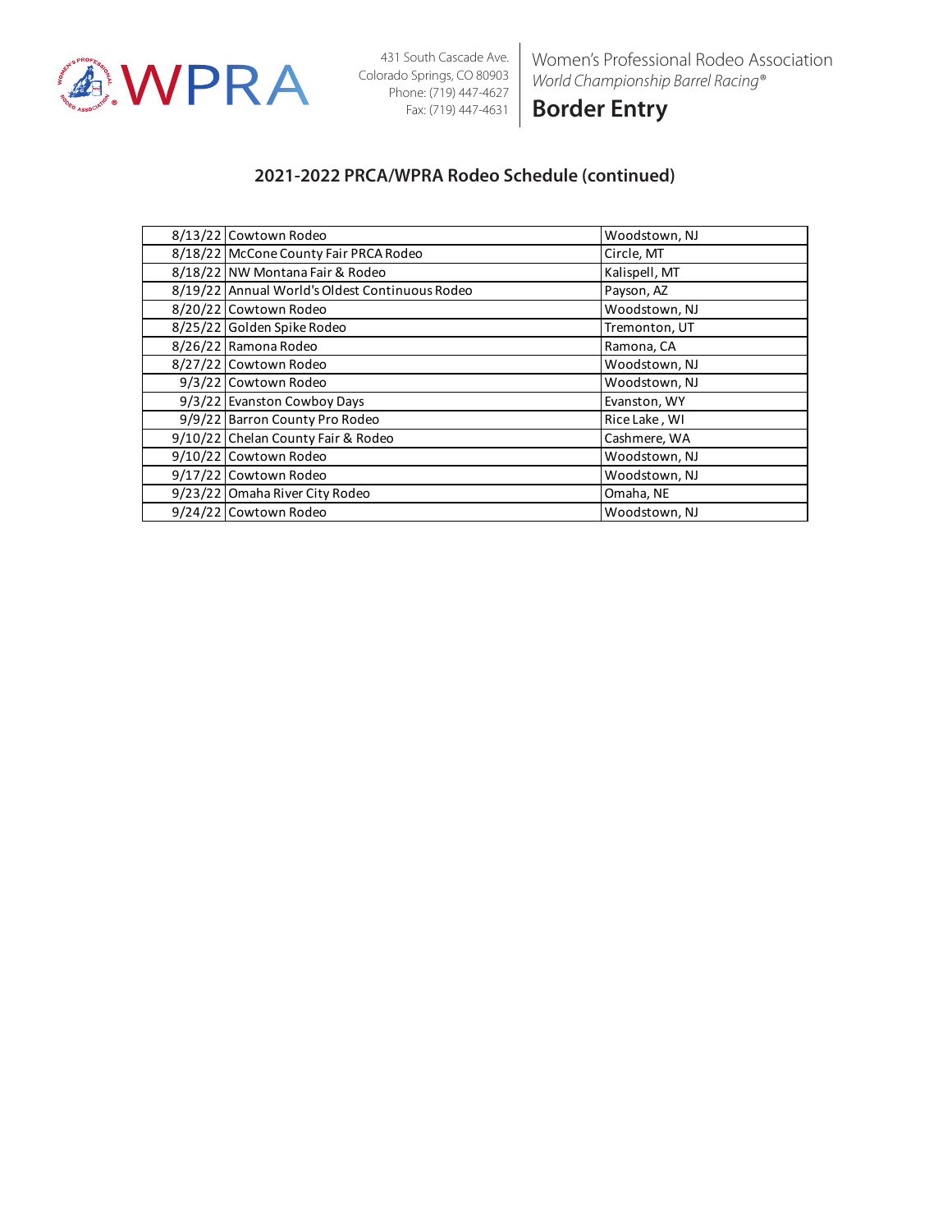Women's Professional Rodeo Association
*World Championship Barrel Racing®*

**Border Entry**

431 South Cascade Ave.
Colorado Springs, CO 80903
Phone: (719) 447-4627
Fax: (719) 447-4631

## 2021-2022 PRCA/WPRA Rodeo Schedule (continued)

| | | |
|---|---|---|
| 8/13/22 | Cowtown Rodeo | Woodstown, NJ |
| 8/18/22 | McCone County Fair PRCA Rodeo | Circle, MT |
| 8/18/22 | NW Montana Fair & Rodeo | Kalispell, MT |
| 8/19/22 | Annual World's Oldest Continuous Rodeo | Payson, AZ |
| 8/20/22 | Cowtown Rodeo | Woodstown, NJ |
| 8/25/22 | Golden Spike Rodeo | Tremonton, UT |
| 8/26/22 | Ramona Rodeo | Ramona, CA |
| 8/27/22 | Cowtown Rodeo | Woodstown, NJ |
| 9/3/22 | Cowtown Rodeo | Woodstown, NJ |
| 9/3/22 | Evanston Cowboy Days | Evanston, WY |
| 9/9/22 | Barron County Pro Rodeo | Rice Lake , WI |
| 9/10/22 | Chelan County Fair & Rodeo | Cashmere, WA |
| 9/10/22 | Cowtown Rodeo | Woodstown, NJ |
| 9/17/22 | Cowtown Rodeo | Woodstown, NJ |
| 9/23/22 | Omaha River City Rodeo | Omaha, NE |
| 9/24/22 | Cowtown Rodeo | Woodstown, NJ |